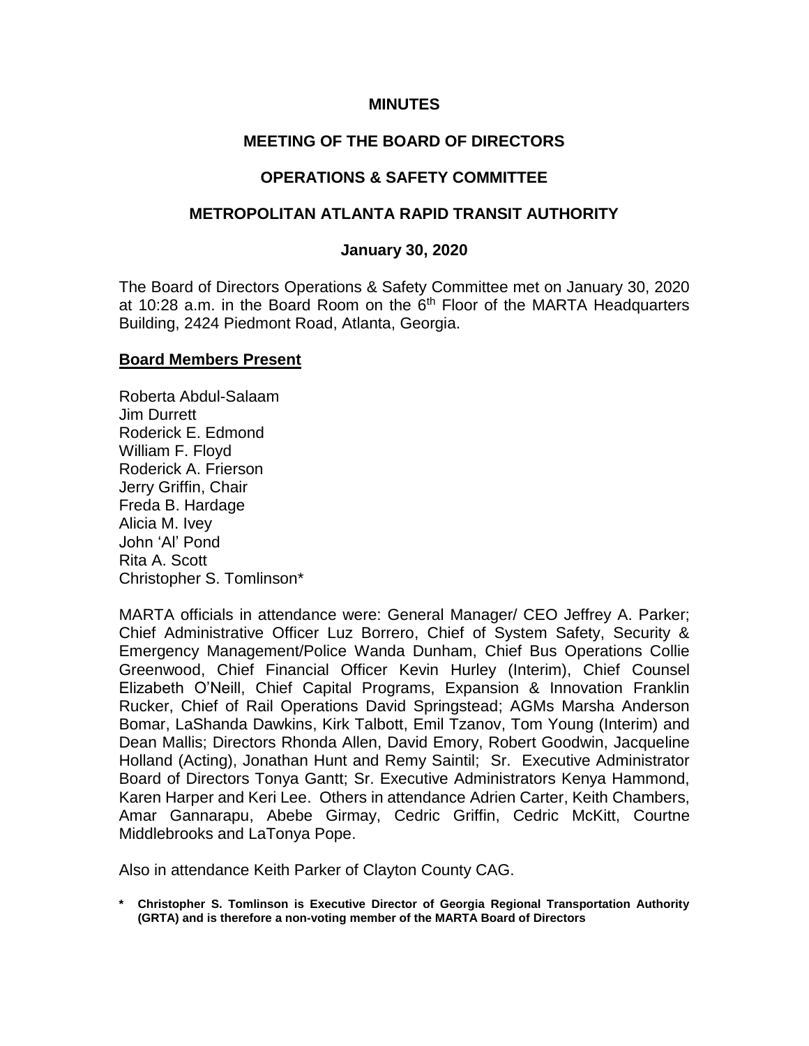**MINUTES**

**MEETING OF THE BOARD OF DIRECTORS**

**OPERATIONS & SAFETY COMMITTEE**

**METROPOLITAN ATLANTA RAPID TRANSIT AUTHORITY**

**January 30, 2020**

The Board of Directors Operations & Safety Committee met on January 30, 2020 at 10:28 a.m. in the Board Room on the 6th Floor of the MARTA Headquarters Building, 2424 Piedmont Road, Atlanta, Georgia.

**Board Members Present**

Roberta Abdul-Salaam
Jim Durrett
Roderick E. Edmond
William F. Floyd
Roderick A. Frierson
Jerry Griffin, Chair
Freda B. Hardage
Alicia M. Ivey
John 'Al' Pond
Rita A. Scott
Christopher S. Tomlinson*

MARTA officials in attendance were: General Manager/ CEO Jeffrey A. Parker; Chief Administrative Officer Luz Borrero, Chief of System Safety, Security & Emergency Management/Police Wanda Dunham, Chief Bus Operations Collie Greenwood, Chief Financial Officer Kevin Hurley (Interim), Chief Counsel Elizabeth O'Neill, Chief Capital Programs, Expansion & Innovation Franklin Rucker, Chief of Rail Operations David Springstead; AGMs Marsha Anderson Bomar, LaShanda Dawkins, Kirk Talbott, Emil Tzanov, Tom Young (Interim) and Dean Mallis; Directors Rhonda Allen, David Emory, Robert Goodwin, Jacqueline Holland (Acting), Jonathan Hunt and Remy Saintil; Sr. Executive Administrator Board of Directors Tonya Gantt; Sr. Executive Administrators Kenya Hammond, Karen Harper and Keri Lee. Others in attendance Adrien Carter, Keith Chambers, Amar Gannarapu, Abebe Girmay, Cedric Griffin, Cedric McKitt, Courtne Middlebrooks and LaTonya Pope.

Also in attendance Keith Parker of Clayton County CAG.

**\* Christopher S. Tomlinson is Executive Director of Georgia Regional Transportation Authority (GRTA) and is therefore a non-voting member of the MARTA Board of Directors**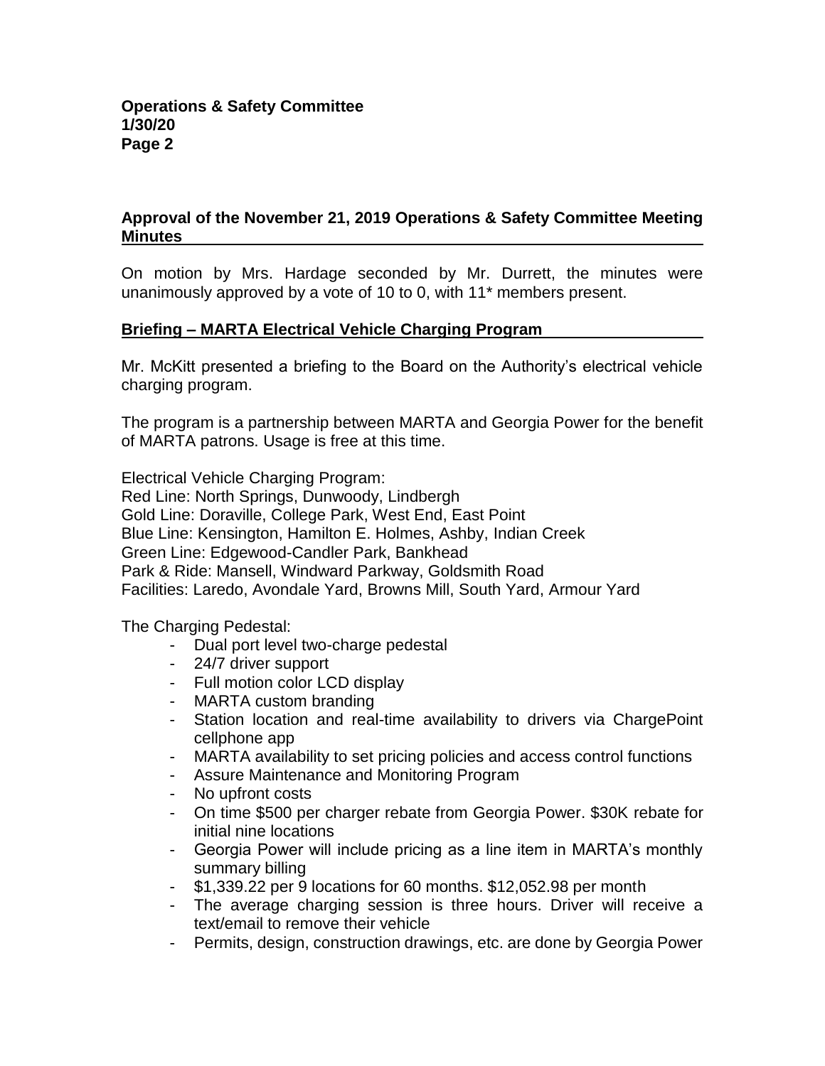## Approval of the November 21, 2019 Operations & Safety Committee Meeting Minutes

On motion by Mrs. Hardage seconded by Mr. Durrett, the minutes were unanimously approved by a vote of 10 to 0, with 11* members present.

## Briefing – MARTA Electrical Vehicle Charging Program

Mr. McKitt presented a briefing to the Board on the Authority's electrical vehicle charging program.

The program is a partnership between MARTA and Georgia Power for the benefit of MARTA patrons. Usage is free at this time.

Electrical Vehicle Charging Program:
Red Line: North Springs, Dunwoody, Lindbergh
Gold Line: Doraville, College Park, West End, East Point
Blue Line: Kensington, Hamilton E. Holmes, Ashby, Indian Creek
Green Line: Edgewood-Candler Park, Bankhead
Park & Ride: Mansell, Windward Parkway, Goldsmith Road
Facilities: Laredo, Avondale Yard, Browns Mill, South Yard, Armour Yard

The Charging Pedestal:

- Dual port level two-charge pedestal
- 24/7 driver support
- Full motion color LCD display
- MARTA custom branding
- Station location and real-time availability to drivers via ChargePoint cellphone app
- MARTA availability to set pricing policies and access control functions
- Assure Maintenance and Monitoring Program
- No upfront costs
- On time $500 per charger rebate from Georgia Power. $30K rebate for initial nine locations
- Georgia Power will include pricing as a line item in MARTA's monthly summary billing
- $1,339.22 per 9 locations for 60 months. $12,052.98 per month
- The average charging session is three hours. Driver will receive a text/email to remove their vehicle
- Permits, design, construction drawings, etc. are done by Georgia Power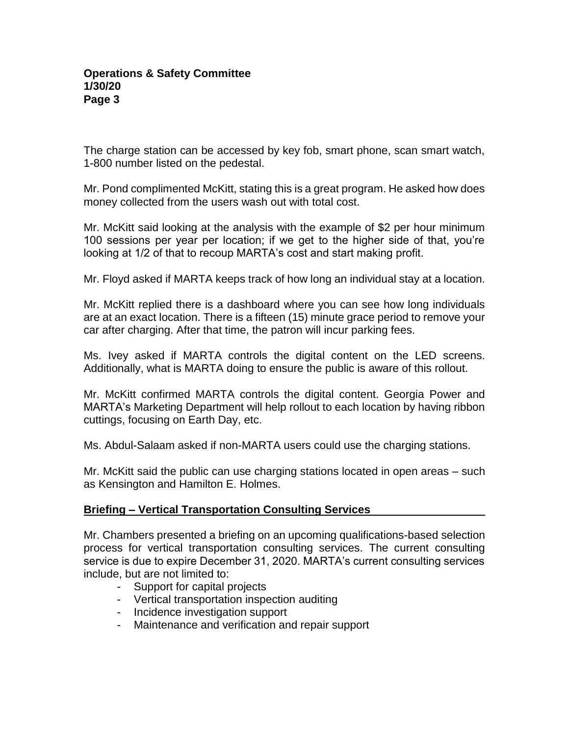The charge station can be accessed by key fob, smart phone, scan smart watch, 1-800 number listed on the pedestal.

Mr. Pond complimented McKitt, stating this is a great program. He asked how does money collected from the users wash out with total cost.

Mr. McKitt said looking at the analysis with the example of $2 per hour minimum 100 sessions per year per location; if we get to the higher side of that, you're looking at 1/2 of that to recoup MARTA's cost and start making profit.

Mr. Floyd asked if MARTA keeps track of how long an individual stay at a location.

Mr. McKitt replied there is a dashboard where you can see how long individuals are at an exact location. There is a fifteen (15) minute grace period to remove your car after charging. After that time, the patron will incur parking fees.

Ms. Ivey asked if MARTA controls the digital content on the LED screens. Additionally, what is MARTA doing to ensure the public is aware of this rollout.

Mr. McKitt confirmed MARTA controls the digital content. Georgia Power and MARTA's Marketing Department will help rollout to each location by having ribbon cuttings, focusing on Earth Day, etc.

Ms. Abdul-Salaam asked if non-MARTA users could use the charging stations.

Mr. McKitt said the public can use charging stations located in open areas – such as Kensington and Hamilton E. Holmes.

**Briefing – Vertical Transportation Consulting Services**

Mr. Chambers presented a briefing on an upcoming qualifications-based selection process for vertical transportation consulting services. The current consulting service is due to expire December 31, 2020. MARTA's current consulting services include, but are not limited to:

- Support for capital projects
- Vertical transportation inspection auditing
- Incidence investigation support
- Maintenance and verification and repair support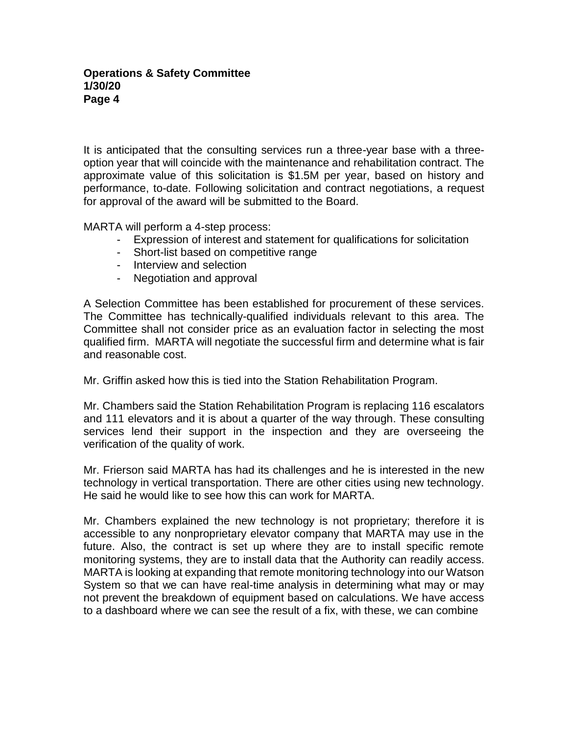It is anticipated that the consulting services run a three-year base with a three-option year that will coincide with the maintenance and rehabilitation contract. The approximate value of this solicitation is $1.5M per year, based on history and performance, to-date. Following solicitation and contract negotiations, a request for approval of the award will be submitted to the Board.

MARTA will perform a 4-step process:

- Expression of interest and statement for qualifications for solicitation
- Short-list based on competitive range
- Interview and selection
- Negotiation and approval

A Selection Committee has been established for procurement of these services. The Committee has technically-qualified individuals relevant to this area. The Committee shall not consider price as an evaluation factor in selecting the most qualified firm. MARTA will negotiate the successful firm and determine what is fair and reasonable cost.

Mr. Griffin asked how this is tied into the Station Rehabilitation Program.

Mr. Chambers said the Station Rehabilitation Program is replacing 116 escalators and 111 elevators and it is about a quarter of the way through. These consulting services lend their support in the inspection and they are overseeing the verification of the quality of work.

Mr. Frierson said MARTA has had its challenges and he is interested in the new technology in vertical transportation. There are other cities using new technology. He said he would like to see how this can work for MARTA.

Mr. Chambers explained the new technology is not proprietary; therefore it is accessible to any nonproprietary elevator company that MARTA may use in the future. Also, the contract is set up where they are to install specific remote monitoring systems, they are to install data that the Authority can readily access. MARTA is looking at expanding that remote monitoring technology into our Watson System so that we can have real-time analysis in determining what may or may not prevent the breakdown of equipment based on calculations. We have access to a dashboard where we can see the result of a fix, with these, we can combine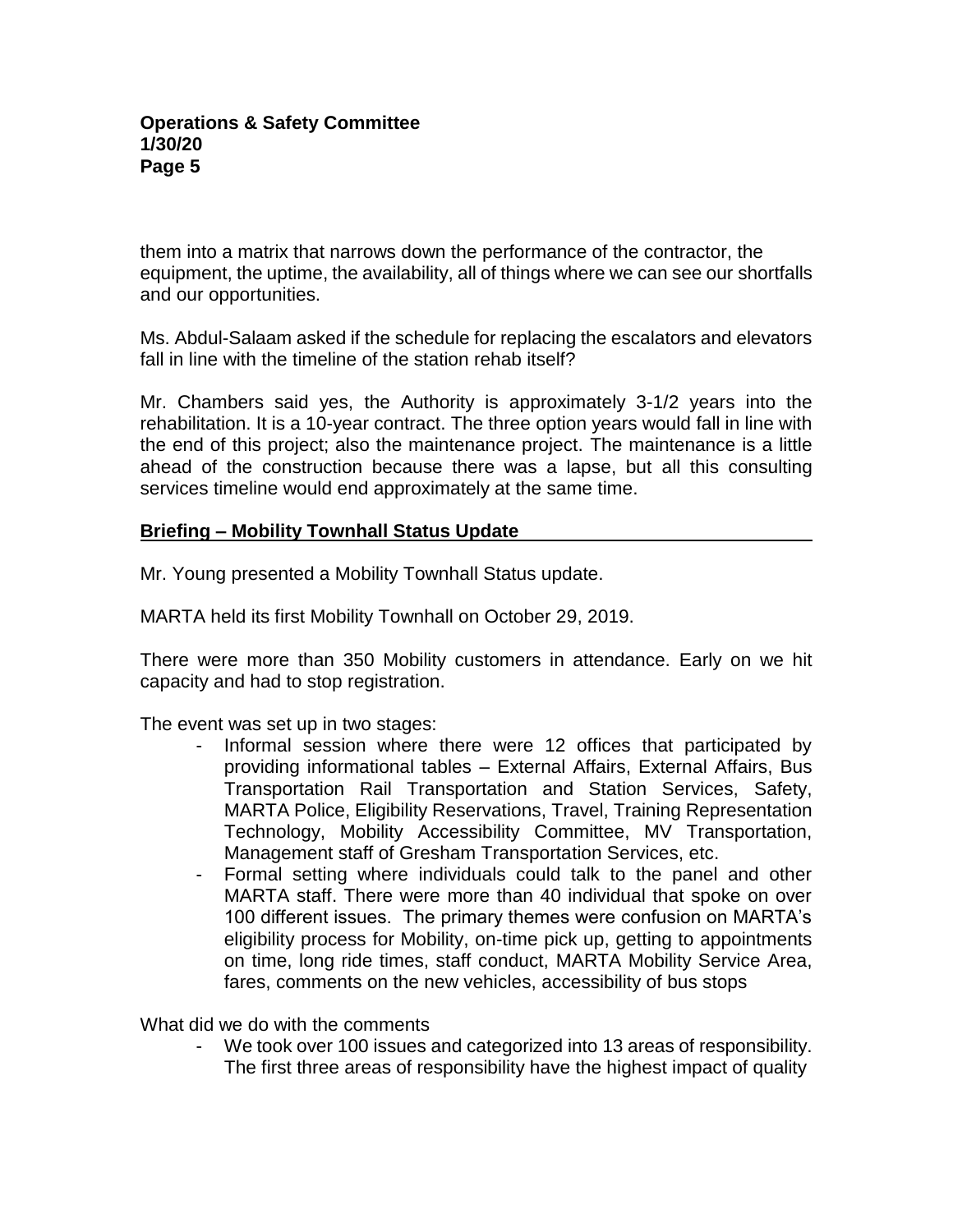them into a matrix that narrows down the performance of the contractor, the equipment, the uptime, the availability, all of things where we can see our shortfalls and our opportunities.

Ms. Abdul-Salaam asked if the schedule for replacing the escalators and elevators fall in line with the timeline of the station rehab itself?

Mr. Chambers said yes, the Authority is approximately 3-1/2 years into the rehabilitation. It is a 10-year contract. The three option years would fall in line with the end of this project; also the maintenance project. The maintenance is a little ahead of the construction because there was a lapse, but all this consulting services timeline would end approximately at the same time.

## Briefing – Mobility Townhall Status Update

Mr. Young presented a Mobility Townhall Status update.

MARTA held its first Mobility Townhall on October 29, 2019.

There were more than 350 Mobility customers in attendance. Early on we hit capacity and had to stop registration.

The event was set up in two stages:

- Informal session where there were 12 offices that participated by providing informational tables – External Affairs, External Affairs, Bus Transportation Rail Transportation and Station Services, Safety, MARTA Police, Eligibility Reservations, Travel, Training Representation Technology, Mobility Accessibility Committee, MV Transportation, Management staff of Gresham Transportation Services, etc.
- Formal setting where individuals could talk to the panel and other MARTA staff. There were more than 40 individual that spoke on over 100 different issues. The primary themes were confusion on MARTA's eligibility process for Mobility, on-time pick up, getting to appointments on time, long ride times, staff conduct, MARTA Mobility Service Area, fares, comments on the new vehicles, accessibility of bus stops

What did we do with the comments

- We took over 100 issues and categorized into 13 areas of responsibility. The first three areas of responsibility have the highest impact of quality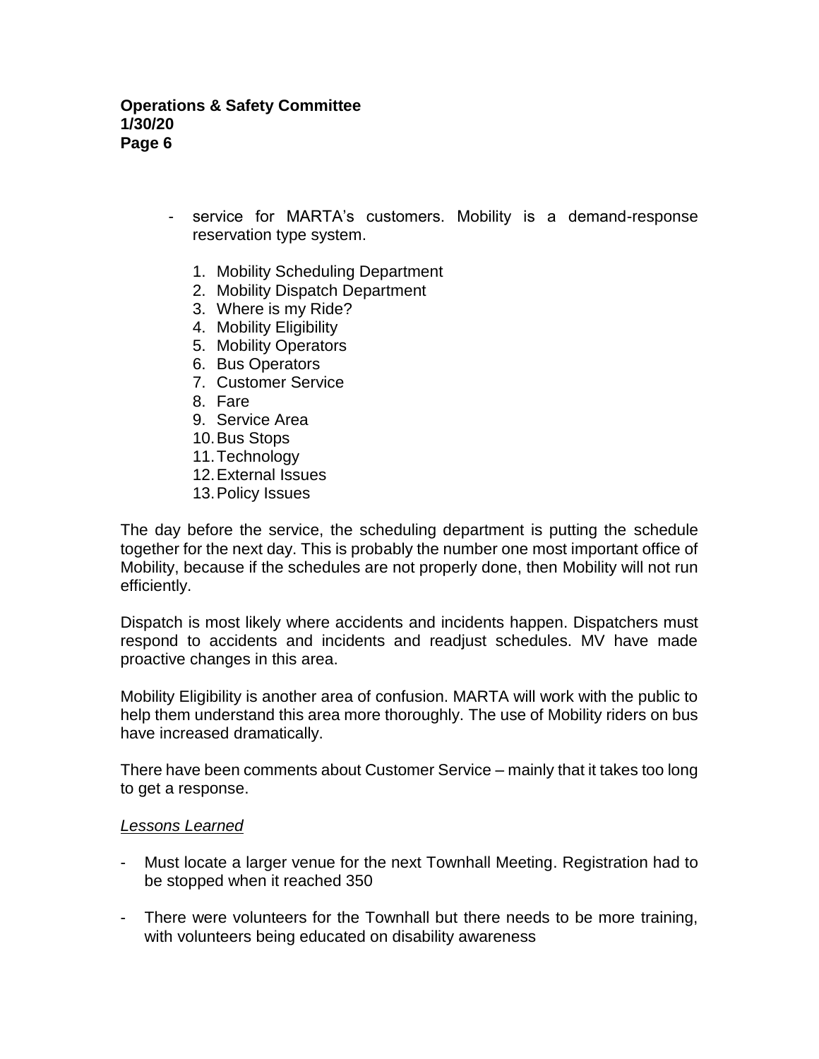- service for MARTA's customers. Mobility is a demand-response reservation type system.

    1. Mobility Scheduling Department
    2. Mobility Dispatch Department
    3. Where is my Ride?
    4. Mobility Eligibility
    5. Mobility Operators
    6. Bus Operators
    7. Customer Service
    8. Fare
    9. Service Area
    10. Bus Stops
    11. Technology
    12. External Issues
    13. Policy Issues

The day before the service, the scheduling department is putting the schedule together for the next day. This is probably the number one most important office of Mobility, because if the schedules are not properly done, then Mobility will not run efficiently.

Dispatch is most likely where accidents and incidents happen. Dispatchers must respond to accidents and incidents and readjust schedules. MV have made proactive changes in this area.

Mobility Eligibility is another area of confusion. MARTA will work with the public to help them understand this area more thoroughly. The use of Mobility riders on bus have increased dramatically.

There have been comments about Customer Service – mainly that it takes too long to get a response.

*Lessons Learned*

- Must locate a larger venue for the next Townhall Meeting. Registration had to be stopped when it reached 350

- There were volunteers for the Townhall but there needs to be more training, with volunteers being educated on disability awareness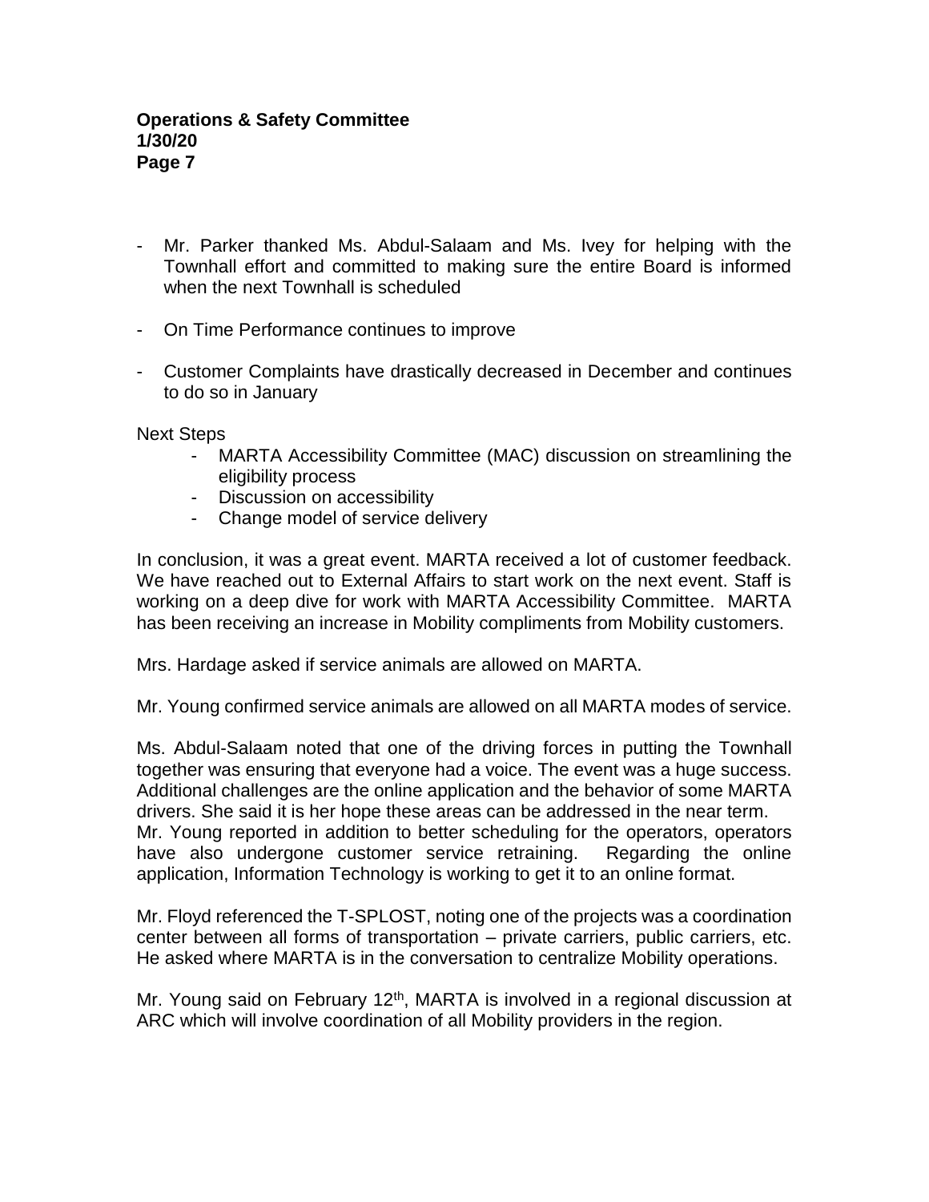- Mr. Parker thanked Ms. Abdul-Salaam and Ms. Ivey for helping with the Townhall effort and committed to making sure the entire Board is informed when the next Townhall is scheduled

- On Time Performance continues to improve

- Customer Complaints have drastically decreased in December and continues to do so in January

Next Steps

- MARTA Accessibility Committee (MAC) discussion on streamlining the eligibility process
- Discussion on accessibility
- Change model of service delivery

In conclusion, it was a great event. MARTA received a lot of customer feedback. We have reached out to External Affairs to start work on the next event. Staff is working on a deep dive for work with MARTA Accessibility Committee. MARTA has been receiving an increase in Mobility compliments from Mobility customers.

Mrs. Hardage asked if service animals are allowed on MARTA.

Mr. Young confirmed service animals are allowed on all MARTA modes of service.

Ms. Abdul-Salaam noted that one of the driving forces in putting the Townhall together was ensuring that everyone had a voice. The event was a huge success. Additional challenges are the online application and the behavior of some MARTA drivers. She said it is her hope these areas can be addressed in the near term.
Mr. Young reported in addition to better scheduling for the operators, operators have also undergone customer service retraining. Regarding the online application, Information Technology is working to get it to an online format.

Mr. Floyd referenced the T-SPLOST, noting one of the projects was a coordination center between all forms of transportation – private carriers, public carriers, etc. He asked where MARTA is in the conversation to centralize Mobility operations.

Mr. Young said on February 12th, MARTA is involved in a regional discussion at ARC which will involve coordination of all Mobility providers in the region.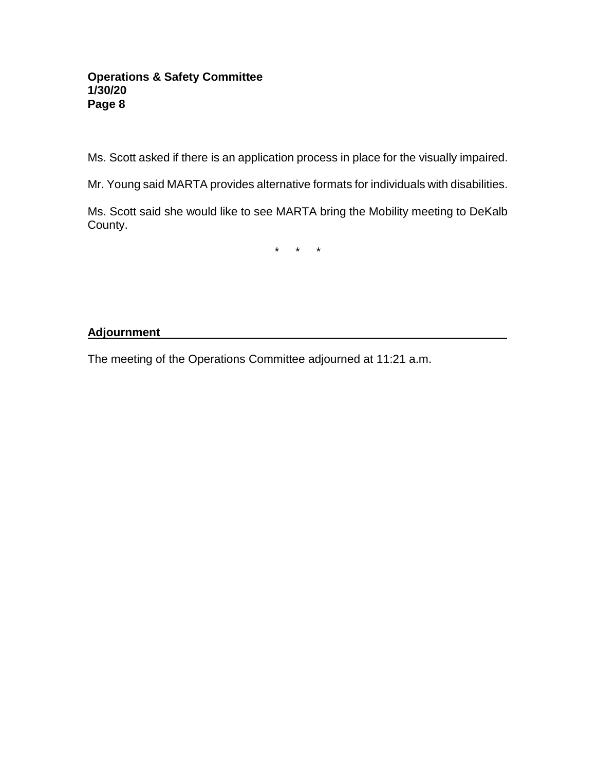Ms. Scott asked if there is an application process in place for the visually impaired.

Mr. Young said MARTA provides alternative formats for individuals with disabilities.

Ms. Scott said she would like to see MARTA bring the Mobility meeting to DeKalb County.

\* \* \*

**Adjournment**

The meeting of the Operations Committee adjourned at 11:21 a.m.